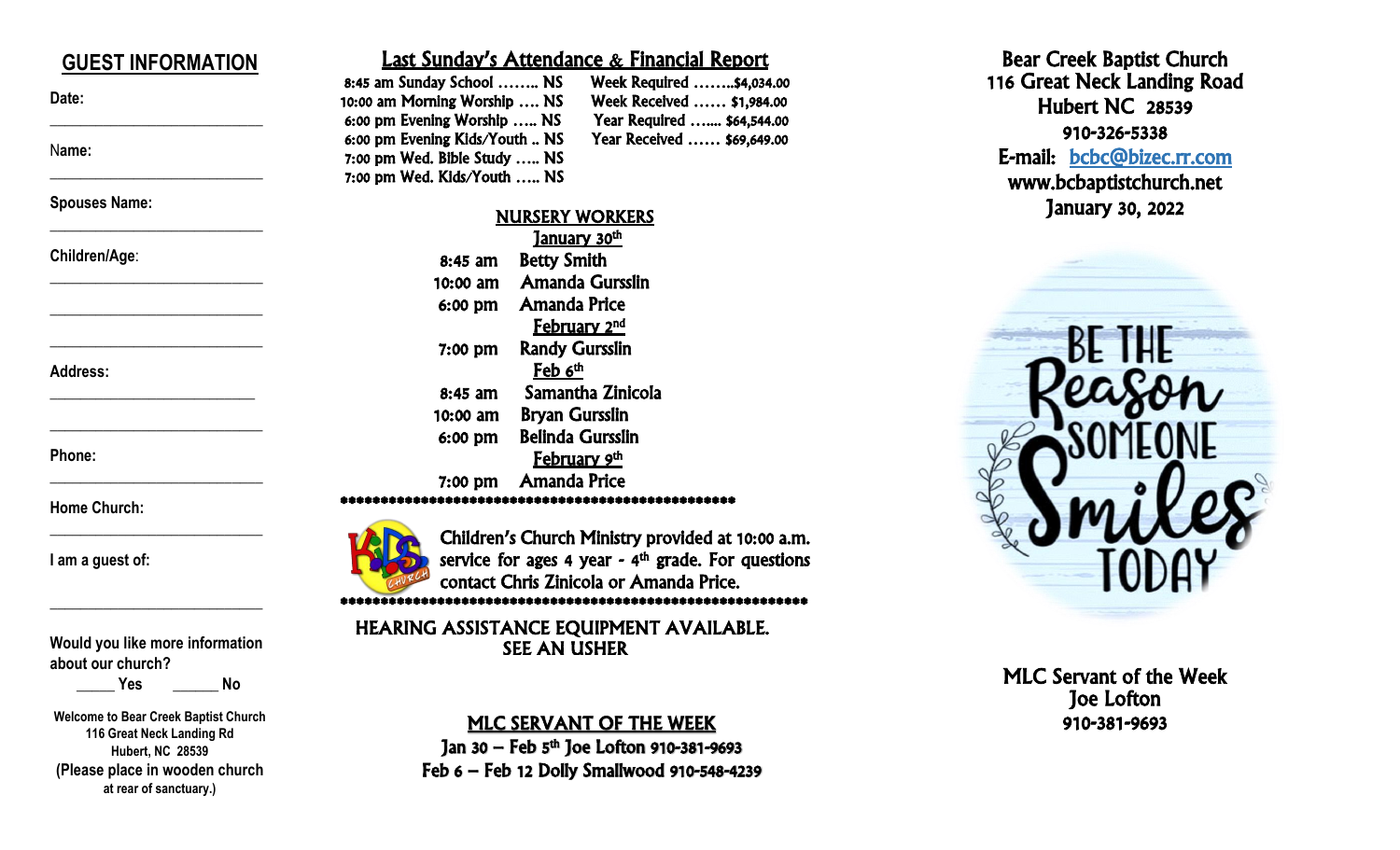## GUEST INFORMATION

**Date:**

______________________________

Name:

______________________________

**Spouses Name:**

______________________________

**Children/Age**:

______________________________

______________________________

______________________________

**Address:**

______________________________

______________________________

**Phone:**

______________________________

**Home Church:**

______________________________

**I am a guest of:**

______________________________

**Would you like more information about our church?**

_____ **Yes** ______ **No**

**Welcome to Bear Creek Baptist Church**
**116 Great Neck Landing Rd**
**Hubert, NC 28539**
**(Please place in wooden church at rear of sanctuary.)**

## Last Sunday's Attendance & Financial Report

8:45 am Sunday School …….. NS
10:00 am Morning Worship …. NS
6:00 pm Evening Worship ….. NS
6:00 pm Evening Kids/Youth .. NS
7:00 pm Wed. Bible Study ….. NS
7:00 pm Wed. Kids/Youth ….. NS

Week Required ……..$4,034.00
Week Received …… $1,984.00
Year Required ….... $64,544.00
Year Received …… $69,649.00

## NURSERY WORKERS

**January 30th**

| | |
|---|---|
| 8:45 am | Betty Smith |
| 10:00 am | Amanda Gursslin |
| 6:00 pm | Amanda Price |

**February 2nd**

| | |
|---|---|
| 7:00 pm | Randy Gursslin |

**Feb 6th**

| | |
|---|---|
| 8:45 am | Samantha Zinicola |
| 10:00 am | Bryan Gursslin |
| 6:00 pm | Belinda Gursslin |

**February 9th**

| | |
|---|---|
| 7:00 pm | Amanda Price |

****************************************************

Children's Church Ministry provided at 10:00 a.m. service for ages 4 year - 4th grade. For questions contact Chris Zinicola or Amanda Price.

****************************************************

HEARING ASSISTANCE EQUIPMENT AVAILABLE. SEE AN USHER

## MLC SERVANT OF THE WEEK

**Jan 30 – Feb 5th Joe Lofton 910-381-9693**
**Feb 6 – Feb 12 Dolly Smallwood 910-548-4239**

# Bear Creek Baptist Church

116 Great Neck Landing Road
Hubert NC 28539
910-326-5338
E-mail: bcbc@bizec.rr.com
www.bcbaptistchurch.net
January 30, 2022

BE THE Reason SOMEONE Smiles TODAY

MLC Servant of the Week
Joe Lofton
910-381-9693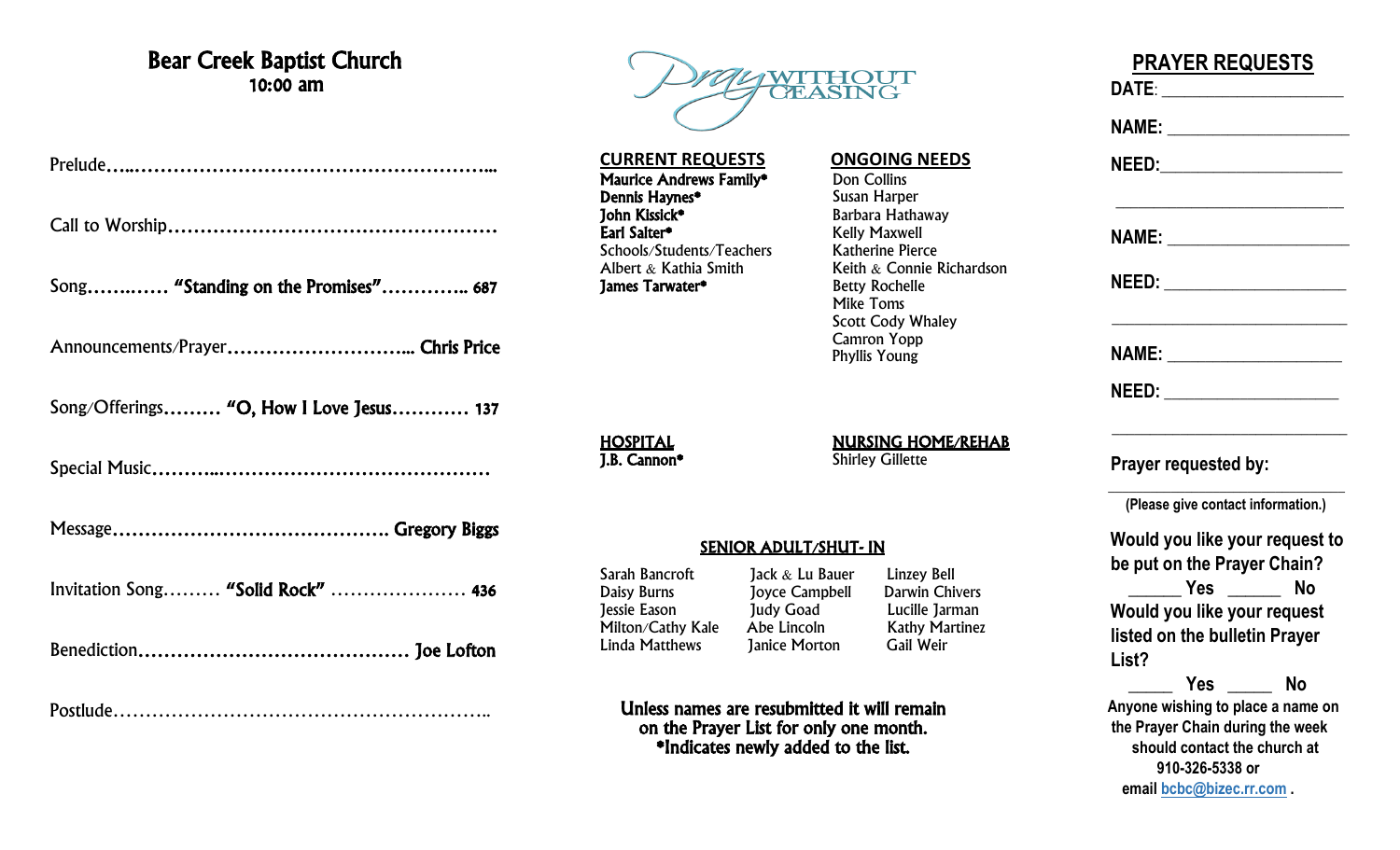# Bear Creek Baptist Church

**10:00 am**

Prelude……………………………………………………………...

Call to Worship……………………………………………………

Song……..…… **"Standing on the Promises"**………….. **687**

Announcements/Prayer………………………….. **Chris Price**

Song/Offerings……… **"O, How I Love Jesus**………… **137**

Special Music……...………………………………………

Message………………………………………. **Gregory Biggs**

Invitation Song……… **"Solid Rock"** ………………… **436**

Benediction…………………………………… **Joe Lofton**

Postlude………………………………………………………..

---

Pray WITHOUT CEASING

**CURRENT REQUESTS**

- **Maurice Andrews Family***
- **Dennis Haynes***
- **John Kissick***
- **Earl Salter***
- Schools/Students/Teachers
- Albert & Kathia Smith
- **James Tarwater***

**ONGOING NEEDS**

- Don Collins
- Susan Harper
- Barbara Hathaway
- Kelly Maxwell
- Katherine Pierce
- Keith & Connie Richardson
- Betty Rochelle
- Mike Toms
- Scott Cody Whaley
- Camron Yopp
- Phyllis Young

**HOSPITAL**

- **J.B. Cannon***

**NURSING HOME/REHAB**

- Shirley Gillette

**SENIOR ADULT/SHUT- IN**

| | | |
|---|---|---|
| Sarah Bancroft | Jack & Lu Bauer | Linzey Bell |
| Daisy Burns | Joyce Campbell | Darwin Chivers |
| Jessie Eason | Judy Goad | Lucille Jarman |
| Milton/Cathy Kale | Abe Lincoln | Kathy Martinez |
| Linda Matthews | Janice Morton | Gail Weir |

**Unless names are resubmitted it will remain on the Prayer List for only one month.**
**\*Indicates newly added to the list.**

---

## PRAYER REQUESTS

**DATE**: ____________________

**NAME:** ____________________

**NEED:** ____________________

____________________________

**NAME:** ____________________

**NEED:** ____________________

____________________________

**NAME:** ____________________

**NEED:** ____________________

____________________________

**Prayer requested by:**

____________________________

**(Please give contact information.)**

**Would you like your request to be put on the Prayer Chain?**

______ **Yes** ______ **No**

**Would you like your request listed on the bulletin Prayer List?**

_____ **Yes** _____ **No**

**Anyone wishing to place a name on the Prayer Chain during the week should contact the church at 910-326-5338 or email bcbc@bizec.rr.com .**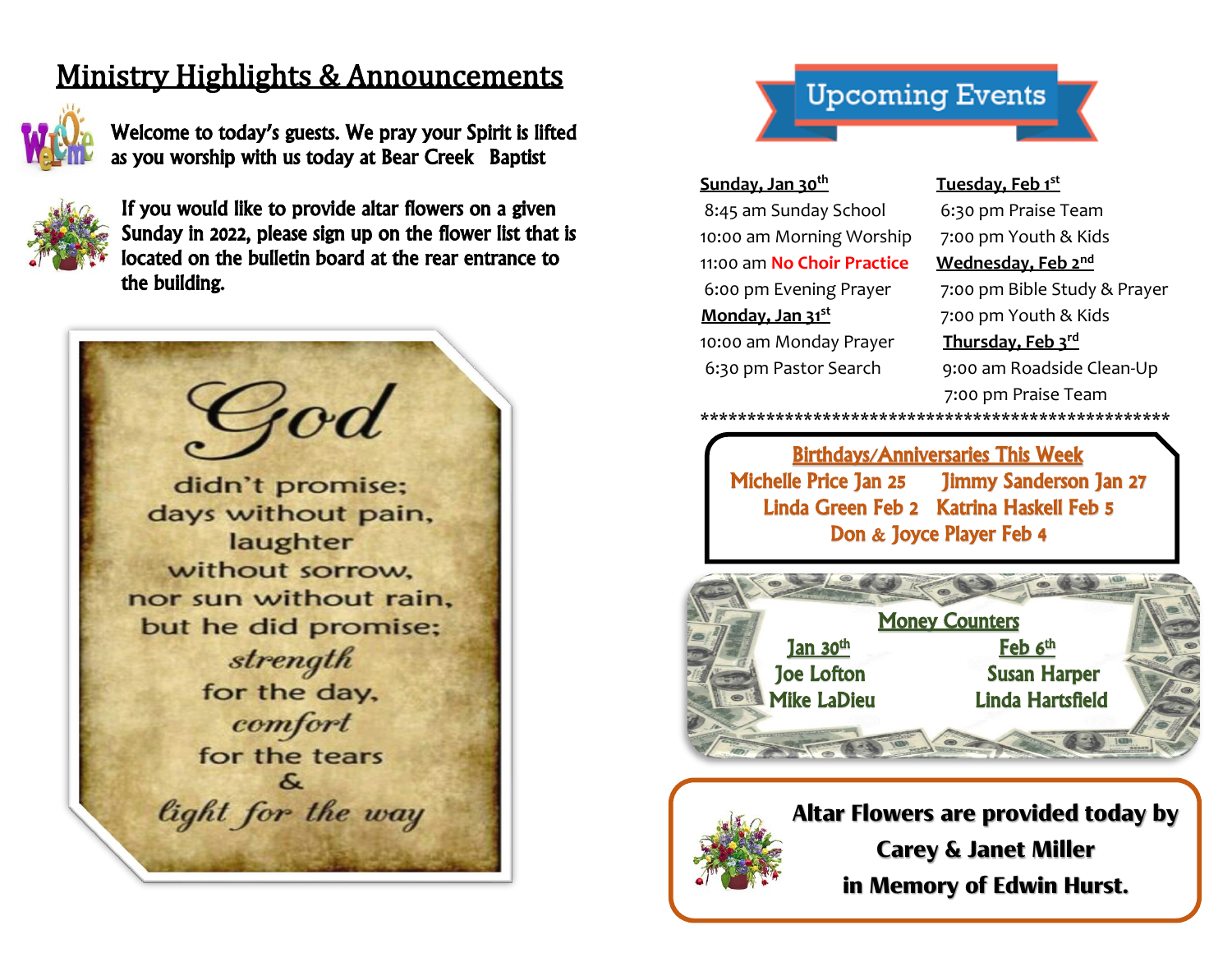# Ministry Highlights & Announcements

**Welcome to today's guests. We pray your Spirit is lifted as you worship with us today at Bear Creek Baptist**

**If you would like to provide altar flowers on a given Sunday in 2022, please sign up on the flower list that is located on the bulletin board at the rear entrance to the building.**

*God* didn't promise; days without pain, laughter without sorrow, nor sun without rain, but he did promise; *strength* for the day, *comfort* for the tears & *light for the way*

# Upcoming Events

**Sunday, Jan 30th**
8:45 am Sunday School
10:00 am Morning Worship
11:00 am No Choir Practice
6:00 pm Evening Prayer

**Monday, Jan 31st**
10:00 am Monday Prayer
6:30 pm Pastor Search

**Tuesday, Feb 1st**
6:30 pm Praise Team
7:00 pm Youth & Kids

**Wednesday, Feb 2nd**
7:00 pm Bible Study & Prayer
7:00 pm Youth & Kids

**Thursday, Feb 3rd**
9:00 am Roadside Clean-Up
7:00 pm Praise Team

*****************************************************

## Birthdays/Anniversaries This Week

Michelle Price Jan 25 Jimmy Sanderson Jan 27
Linda Green Feb 2 Katrina Haskell Feb 5
Don & Joyce Player Feb 4

## Money Counters

**Jan 30th**
Joe Lofton
Mike LaDieu

**Feb 6th**
Susan Harper
Linda Hartsfield

**Altar Flowers are provided today by Carey & Janet Miller in Memory of Edwin Hurst.**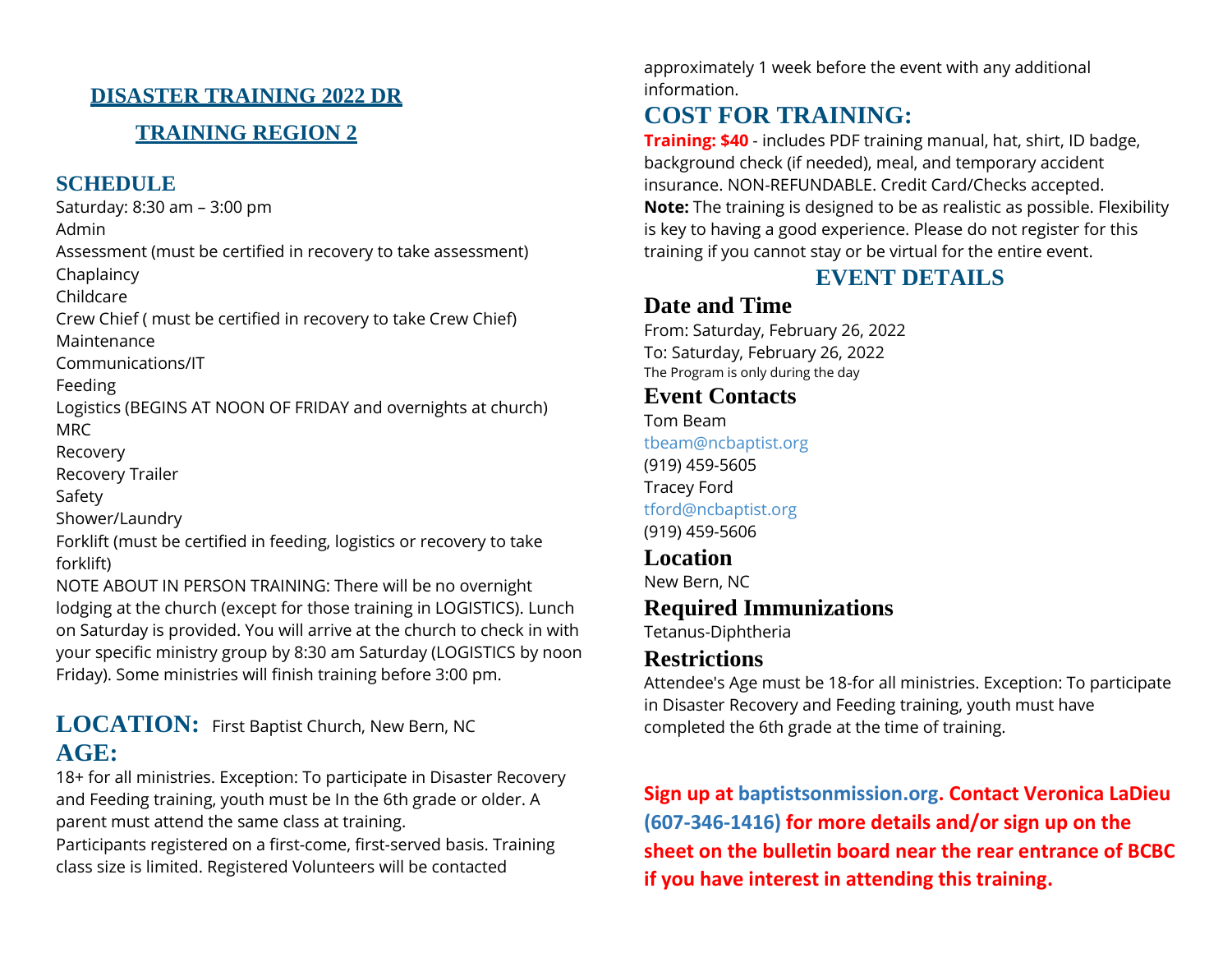# DISASTER TRAINING 2022 DR

# TRAINING REGION 2

## SCHEDULE

Saturday: 8:30 am – 3:00 pm
Admin
Assessment (must be certified in recovery to take assessment)
Chaplaincy
Childcare
Crew Chief ( must be certified in recovery to take Crew Chief)
Maintenance
Communications/IT
Feeding
Logistics (BEGINS AT NOON OF FRIDAY and overnights at church)
MRC
Recovery
Recovery Trailer
Safety
Shower/Laundry
Forklift (must be certified in feeding, logistics or recovery to take forklift)

NOTE ABOUT IN PERSON TRAINING: There will be no overnight lodging at the church (except for those training in LOGISTICS). Lunch on Saturday is provided. You will arrive at the church to check in with your specific ministry group by 8:30 am Saturday (LOGISTICS by noon Friday). Some ministries will finish training before 3:00 pm.

## LOCATION: First Baptist Church, New Bern, NC

## AGE:

18+ for all ministries. Exception: To participate in Disaster Recovery and Feeding training, youth must be In the 6th grade or older. A parent must attend the same class at training.

Participants registered on a first-come, first-served basis. Training class size is limited. Registered Volunteers will be contacted approximately 1 week before the event with any additional information.

## COST FOR TRAINING:

**Training: $40** - includes PDF training manual, hat, shirt, ID badge, background check (if needed), meal, and temporary accident insurance. NON-REFUNDABLE. Credit Card/Checks accepted.

**Note:** The training is designed to be as realistic as possible. Flexibility is key to having a good experience. Please do not register for this training if you cannot stay or be virtual for the entire event.

## EVENT DETAILS

### Date and Time

From: Saturday, February 26, 2022
To: Saturday, February 26, 2022
The Program is only during the day

### Event Contacts

Tom Beam
tbeam@ncbaptist.org
(919) 459-5605
Tracey Ford
tford@ncbaptist.org
(919) 459-5606

### Location

New Bern, NC

### Required Immunizations

Tetanus-Diphtheria

### Restrictions

Attendee's Age must be 18-for all ministries. Exception: To participate in Disaster Recovery and Feeding training, youth must have completed the 6th grade at the time of training.

**Sign up at baptistsonmission.org. Contact Veronica LaDieu (607-346-1416) for more details and/or sign up on the sheet on the bulletin board near the rear entrance of BCBC if you have interest in attending this training.**